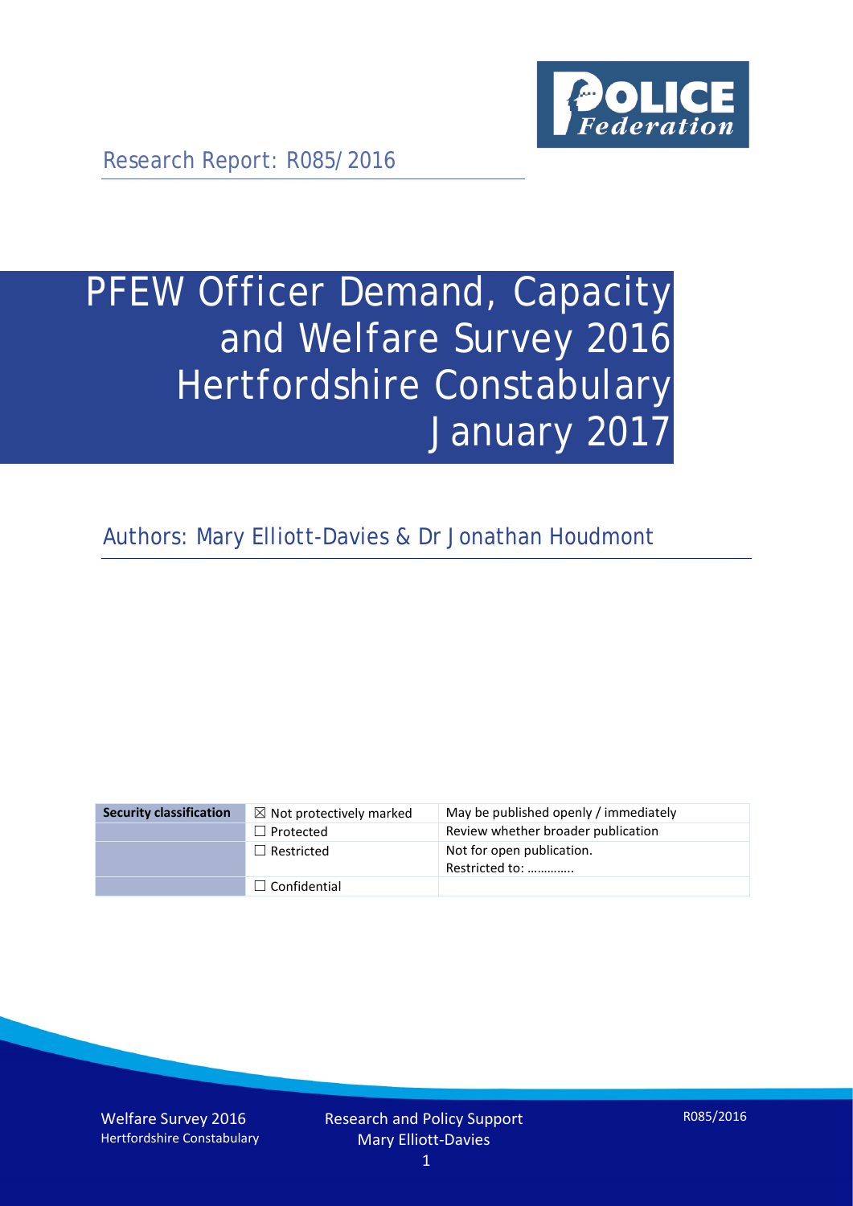Research Report: R085/2016

# PFEW Officer Demand, Capacity and Welfare Survey 2016 Hertfordshire Constabulary January 2017

Authors: Mary Elliott-Davies & Dr Jonathan Houdmont

| Security classification | | |
|---|---|---|
| | ☒ Not protectively marked | May be published openly / immediately |
| | ☐ Protected | Review whether broader publication |
| | ☐ Restricted | Not for open publication. Restricted to: ………….. |
| | ☐ Confidential | |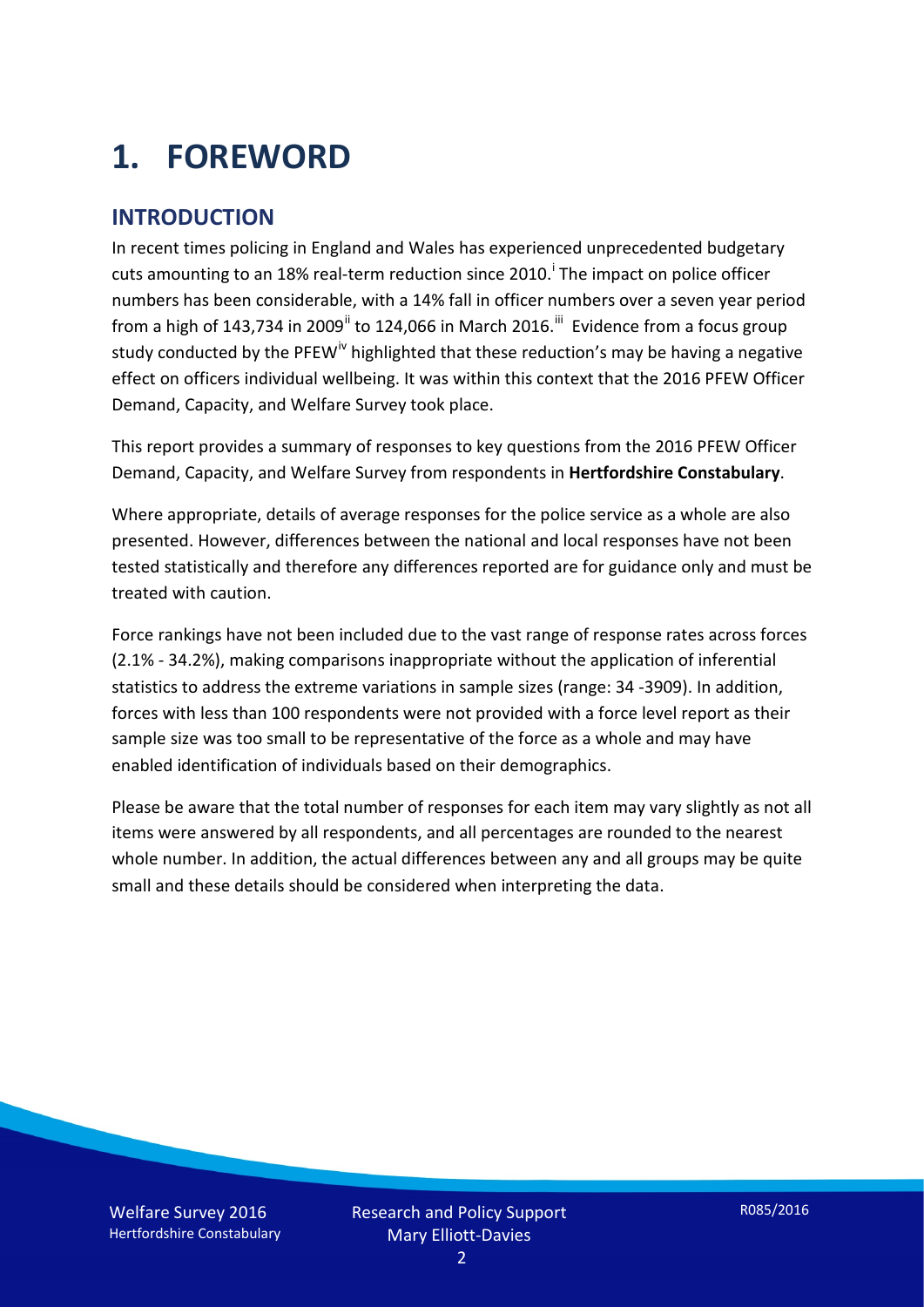# 1. FOREWORD

## INTRODUCTION

In recent times policing in England and Wales has experienced unprecedented budgetary cuts amounting to an 18% real-term reduction since 2010.[i] The impact on police officer numbers has been considerable, with a 14% fall in officer numbers over a seven year period from a high of 143,734 in 2009[ii] to 124,066 in March 2016.[iii] Evidence from a focus group study conducted by the PFEW[iv] highlighted that these reduction's may be having a negative effect on officers individual wellbeing. It was within this context that the 2016 PFEW Officer Demand, Capacity, and Welfare Survey took place.

This report provides a summary of responses to key questions from the 2016 PFEW Officer Demand, Capacity, and Welfare Survey from respondents in **Hertfordshire Constabulary**.

Where appropriate, details of average responses for the police service as a whole are also presented. However, differences between the national and local responses have not been tested statistically and therefore any differences reported are for guidance only and must be treated with caution.

Force rankings have not been included due to the vast range of response rates across forces (2.1% - 34.2%), making comparisons inappropriate without the application of inferential statistics to address the extreme variations in sample sizes (range: 34 -3909). In addition, forces with less than 100 respondents were not provided with a force level report as their sample size was too small to be representative of the force as a whole and may have enabled identification of individuals based on their demographics.

Please be aware that the total number of responses for each item may vary slightly as not all items were answered by all respondents, and all percentages are rounded to the nearest whole number. In addition, the actual differences between any and all groups may be quite small and these details should be considered when interpreting the data.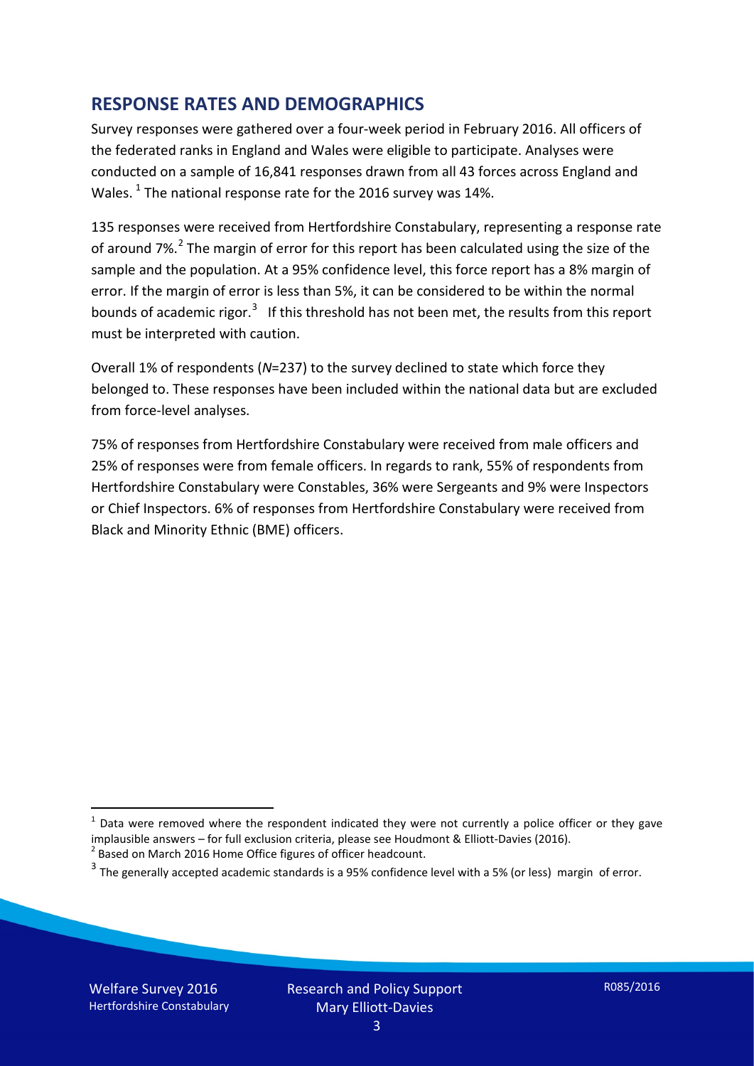## RESPONSE RATES AND DEMOGRAPHICS

Survey responses were gathered over a four-week period in February 2016. All officers of the federated ranks in England and Wales were eligible to participate. Analyses were conducted on a sample of 16,841 responses drawn from all 43 forces across England and Wales. [1] The national response rate for the 2016 survey was 14%.

135 responses were received from Hertfordshire Constabulary, representing a response rate of around 7%.[2] The margin of error for this report has been calculated using the size of the sample and the population. At a 95% confidence level, this force report has a 8% margin of error. If the margin of error is less than 5%, it can be considered to be within the normal bounds of academic rigor.[3] If this threshold has not been met, the results from this report must be interpreted with caution.

Overall 1% of respondents (*N*=237) to the survey declined to state which force they belonged to. These responses have been included within the national data but are excluded from force-level analyses.

75% of responses from Hertfordshire Constabulary were received from male officers and 25% of responses were from female officers. In regards to rank, 55% of respondents from Hertfordshire Constabulary were Constables, 36% were Sergeants and 9% were Inspectors or Chief Inspectors. 6% of responses from Hertfordshire Constabulary were received from Black and Minority Ethnic (BME) officers.

[1] Data were removed where the respondent indicated they were not currently a police officer or they gave implausible answers – for full exclusion criteria, please see Houdmont & Elliott-Davies (2016).

[2] Based on March 2016 Home Office figures of officer headcount.

[3] The generally accepted academic standards is a 95% confidence level with a 5% (or less) margin of error.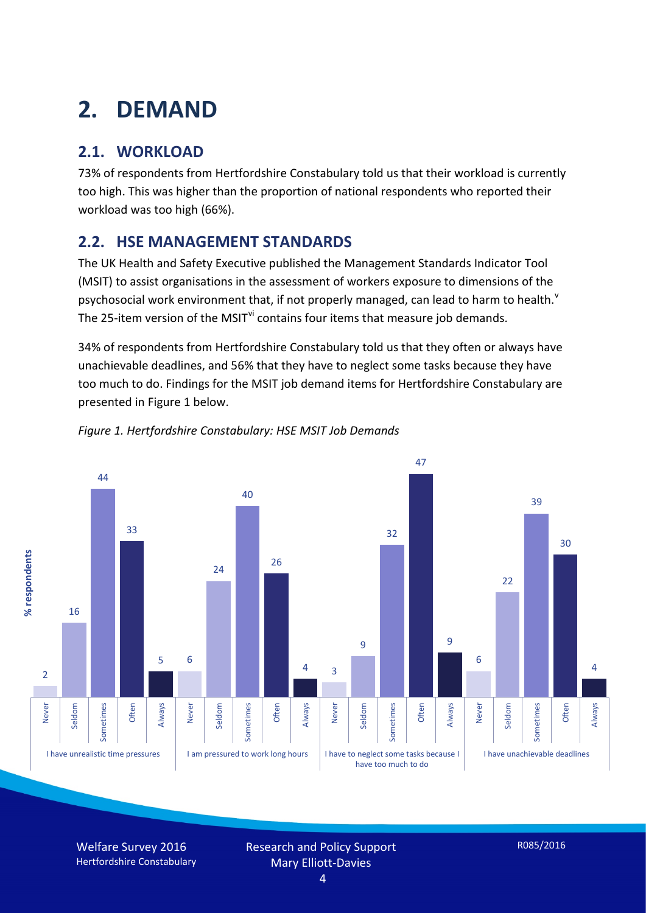# 2. DEMAND

## 2.1. WORKLOAD

73% of respondents from Hertfordshire Constabulary told us that their workload is currently too high. This was higher than the proportion of national respondents who reported their workload was too high (66%).

## 2.2. HSE MANAGEMENT STANDARDS

The UK Health and Safety Executive published the Management Standards Indicator Tool (MSIT) to assist organisations in the assessment of workers exposure to dimensions of the psychosocial work environment that, if not properly managed, can lead to harm to health.[v] The 25-item version of the MSIT[vi] contains four items that measure job demands.

34% of respondents from Hertfordshire Constabulary told us that they often or always have unachievable deadlines, and 56% that they have to neglect some tasks because they have too much to do. Findings for the MSIT job demand items for Hertfordshire Constabulary are presented in Figure 1 below.

*Figure 1. Hertfordshire Constabulary: HSE MSIT Job Demands*

| % respondents | Never | Seldom | Sometimes | Often | Always |
|---|---|---|---|---|---|
| I have unrealistic time pressures | 2 | 16 | 44 | 33 | 5 |
| I am pressured to work long hours | 6 | 24 | 40 | 26 | 4 |
| I have to neglect some tasks because I have too much to do | 3 | 9 | 32 | 47 | 9 |
| I have unachievable deadlines | 6 | 22 | 39 | 30 | 4 |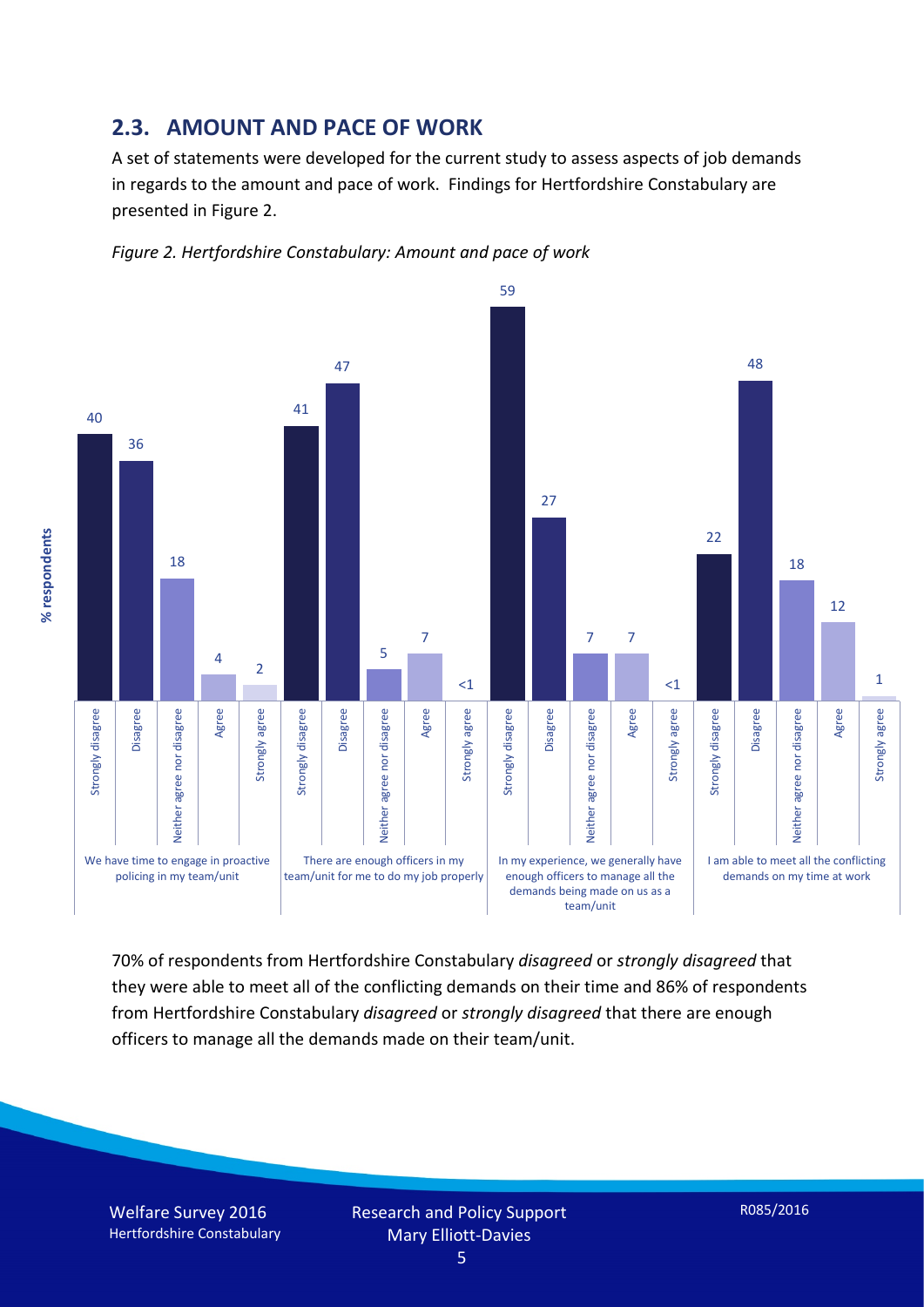## 2.3. AMOUNT AND PACE OF WORK

A set of statements were developed for the current study to assess aspects of job demands in regards to the amount and pace of work. Findings for Hertfordshire Constabulary are presented in Figure 2.

*Figure 2. Hertfordshire Constabulary: Amount and pace of work*

| % respondents | Strongly disagree | Disagree | Neither agree nor disagree | Agree | Strongly agree |
|---|---|---|---|---|---|
| We have time to engage in proactive policing in my team/unit | 40 | 36 | 18 | 4 | 2 |
| There are enough officers in my team/unit for me to do my job properly | 41 | 47 | 5 | 7 | <1 |
| In my experience, we generally have enough officers to manage all the demands being made on us as a team/unit | 59 | 27 | 7 | 7 | <1 |
| I am able to meet all the conflicting demands on my time at work | 22 | 48 | 18 | 12 | 1 |

70% of respondents from Hertfordshire Constabulary *disagreed* or *strongly disagreed* that they were able to meet all of the conflicting demands on their time and 86% of respondents from Hertfordshire Constabulary *disagreed* or *strongly disagreed* that there are enough officers to manage all the demands made on their team/unit.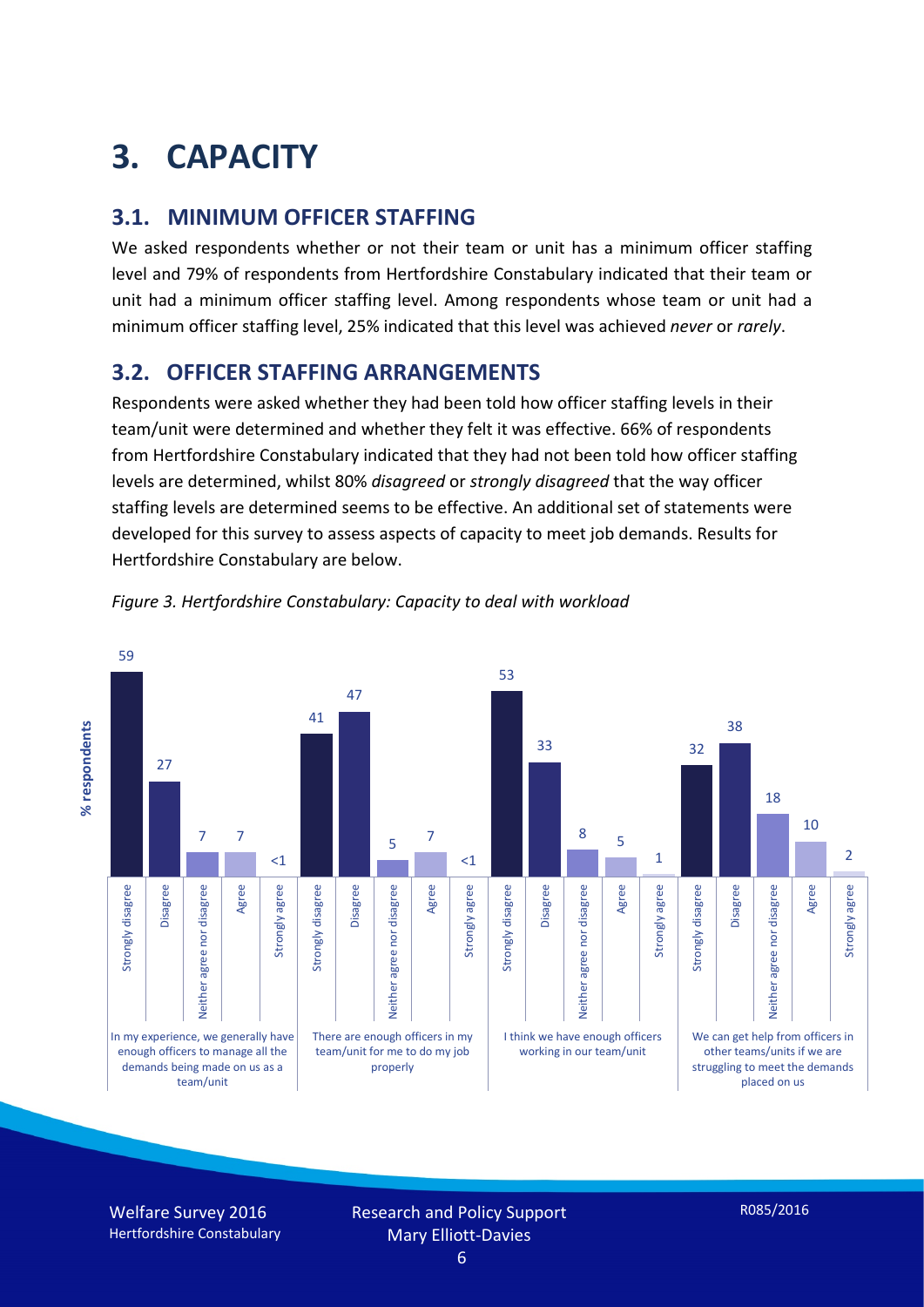# 3. CAPACITY

## 3.1. MINIMUM OFFICER STAFFING

We asked respondents whether or not their team or unit has a minimum officer staffing level and 79% of respondents from Hertfordshire Constabulary indicated that their team or unit had a minimum officer staffing level. Among respondents whose team or unit had a minimum officer staffing level, 25% indicated that this level was achieved *never* or *rarely*.

## 3.2. OFFICER STAFFING ARRANGEMENTS

Respondents were asked whether they had been told how officer staffing levels in their team/unit were determined and whether they felt it was effective. 66% of respondents from Hertfordshire Constabulary indicated that they had not been told how officer staffing levels are determined, whilst 80% *disagreed* or *strongly disagreed* that the way officer staffing levels are determined seems to be effective. An additional set of statements were developed for this survey to assess aspects of capacity to meet job demands. Results for Hertfordshire Constabulary are below.

*Figure 3. Hertfordshire Constabulary: Capacity to deal with workload*

| % respondents | Strongly disagree | Disagree | Neither agree nor disagree | Agree | Strongly agree |
|---|---|---|---|---|---|
| In my experience, we generally have enough officers to manage all the demands being made on us as a team/unit | 59 | 27 | 7 | 7 | <1 |
| There are enough officers in my team/unit for me to do my job properly | 41 | 47 | 5 | 7 | <1 |
| I think we have enough officers working in our team/unit | 53 | 33 | 8 | 5 | 1 |
| We can get help from officers in other teams/units if we are struggling to meet the demands placed on us | 32 | 38 | 18 | 10 | 2 |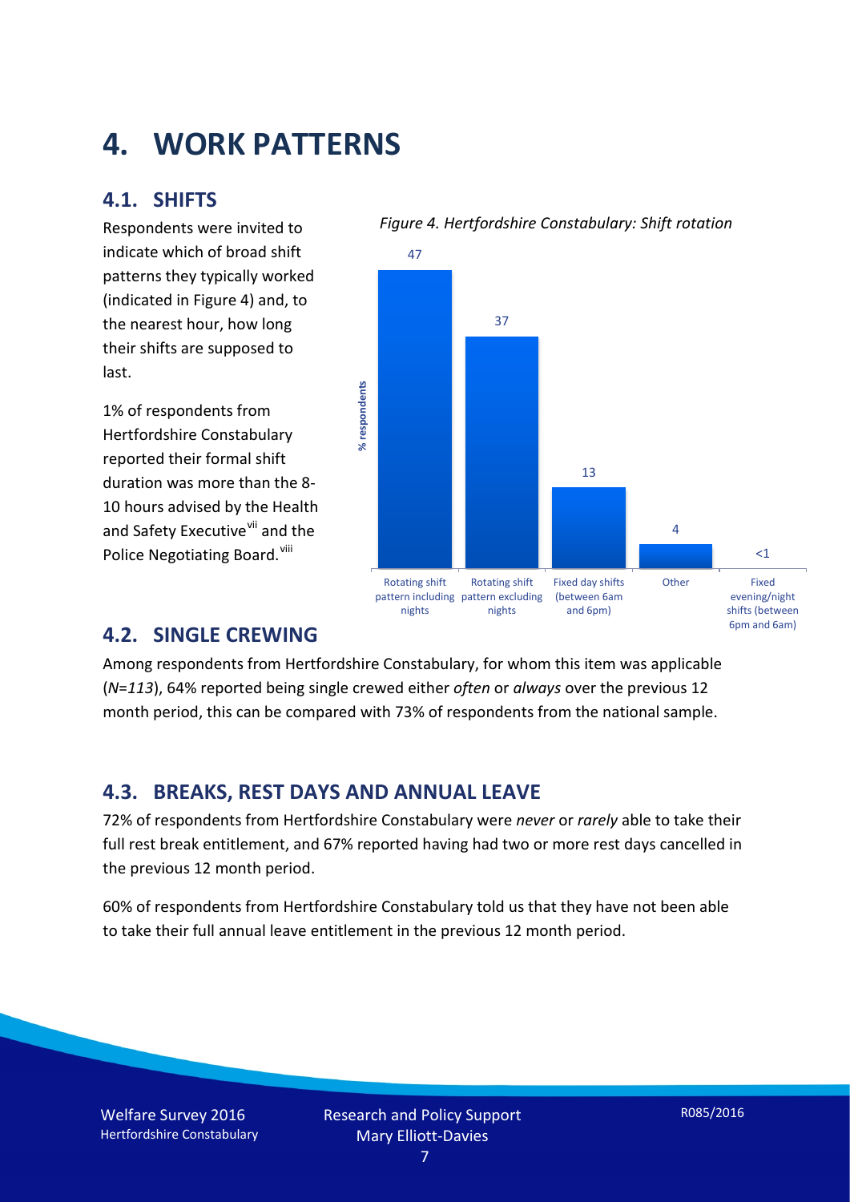# 4. WORK PATTERNS

## 4.1. SHIFTS

Respondents were invited to indicate which of broad shift patterns they typically worked (indicated in Figure 4) and, to the nearest hour, how long their shifts are supposed to last.

1% of respondents from Hertfordshire Constabulary reported their formal shift duration was more than the 8-10 hours advised by the Health and Safety Executive[vii] and the Police Negotiating Board.[viii]

*Figure 4. Hertfordshire Constabulary: Shift rotation*

| Shift rotation | % respondents |
|---|---|
| Rotating shift pattern including nights | 47 |
| Rotating shift pattern excluding nights | 37 |
| Fixed day shifts (between 6am and 6pm) | 13 |
| Other | 4 |
| Fixed evening/night shifts (between 6pm and 6am) | <1 |

## 4.2. SINGLE CREWING

Among respondents from Hertfordshire Constabulary, for whom this item was applicable (*N=113*), 64% reported being single crewed either *often* or *always* over the previous 12 month period, this can be compared with 73% of respondents from the national sample.

## 4.3. BREAKS, REST DAYS AND ANNUAL LEAVE

72% of respondents from Hertfordshire Constabulary were *never* or *rarely* able to take their full rest break entitlement, and 67% reported having had two or more rest days cancelled in the previous 12 month period.

60% of respondents from Hertfordshire Constabulary told us that they have not been able to take their full annual leave entitlement in the previous 12 month period.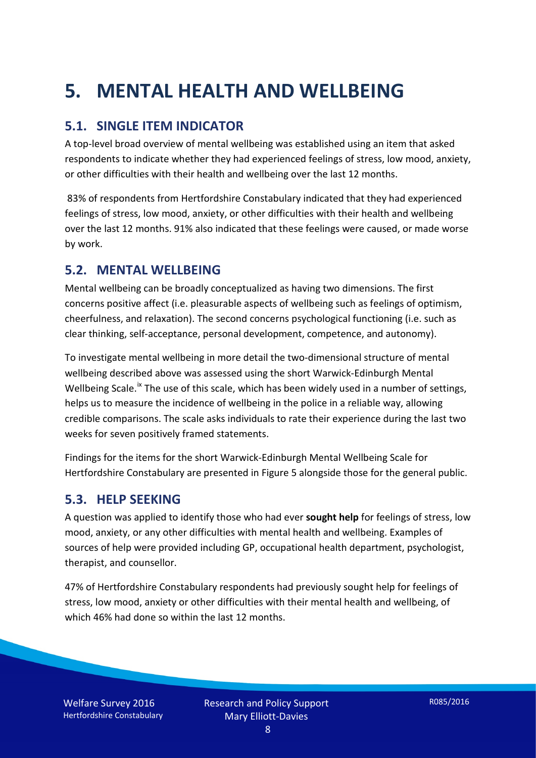# 5. MENTAL HEALTH AND WELLBEING

## 5.1. SINGLE ITEM INDICATOR

A top-level broad overview of mental wellbeing was established using an item that asked respondents to indicate whether they had experienced feelings of stress, low mood, anxiety, or other difficulties with their health and wellbeing over the last 12 months.

83% of respondents from Hertfordshire Constabulary indicated that they had experienced feelings of stress, low mood, anxiety, or other difficulties with their health and wellbeing over the last 12 months. 91% also indicated that these feelings were caused, or made worse by work.

## 5.2. MENTAL WELLBEING

Mental wellbeing can be broadly conceptualized as having two dimensions. The first concerns positive affect (i.e. pleasurable aspects of wellbeing such as feelings of optimism, cheerfulness, and relaxation). The second concerns psychological functioning (i.e. such as clear thinking, self-acceptance, personal development, competence, and autonomy).

To investigate mental wellbeing in more detail the two-dimensional structure of mental wellbeing described above was assessed using the short Warwick-Edinburgh Mental Wellbeing Scale.[ix] The use of this scale, which has been widely used in a number of settings, helps us to measure the incidence of wellbeing in the police in a reliable way, allowing credible comparisons. The scale asks individuals to rate their experience during the last two weeks for seven positively framed statements.

Findings for the items for the short Warwick-Edinburgh Mental Wellbeing Scale for Hertfordshire Constabulary are presented in Figure 5 alongside those for the general public.

## 5.3. HELP SEEKING

A question was applied to identify those who had ever **sought help** for feelings of stress, low mood, anxiety, or any other difficulties with mental health and wellbeing. Examples of sources of help were provided including GP, occupational health department, psychologist, therapist, and counsellor.

47% of Hertfordshire Constabulary respondents had previously sought help for feelings of stress, low mood, anxiety or other difficulties with their mental health and wellbeing, of which 46% had done so within the last 12 months.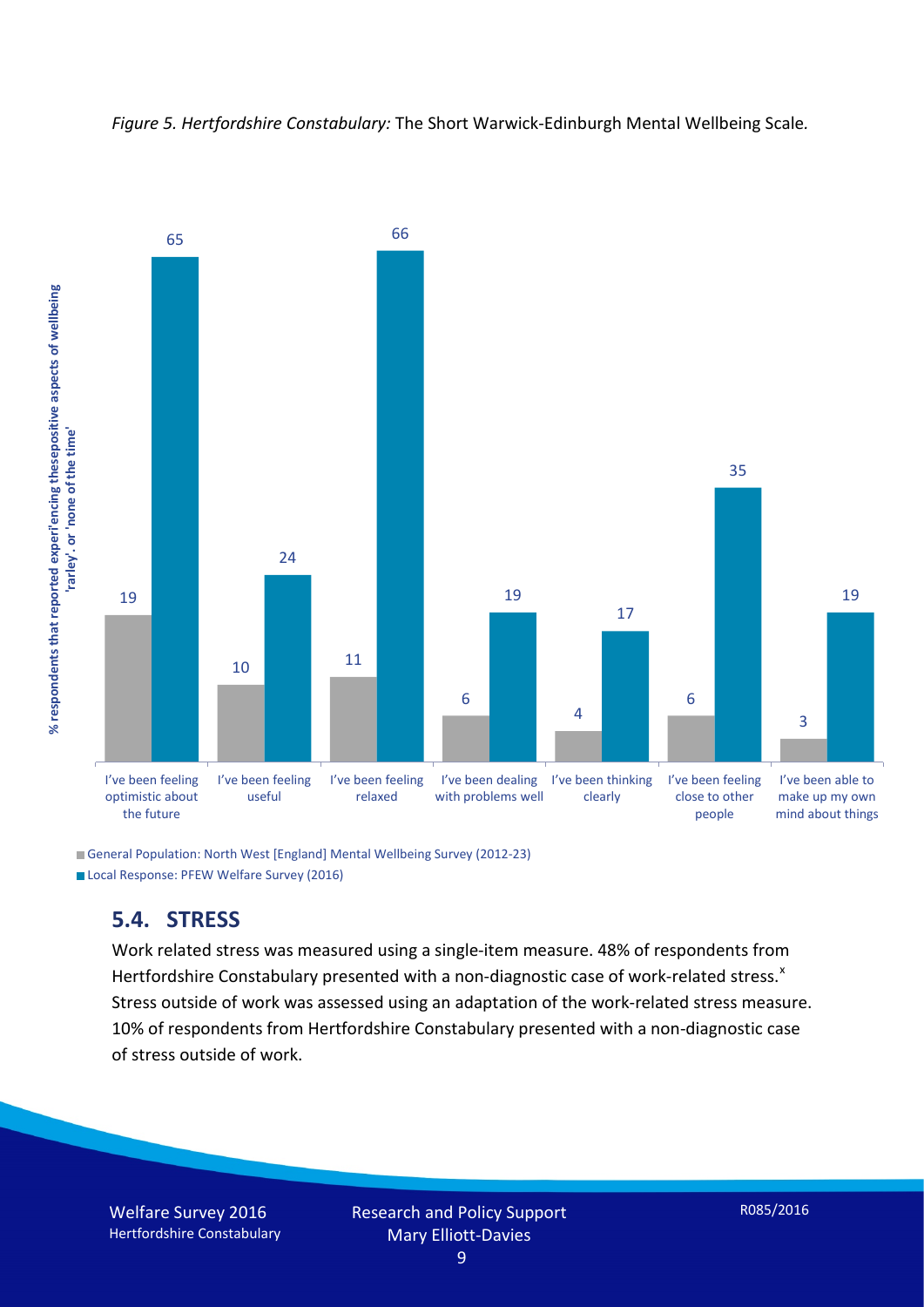*Figure 5. Hertfordshire Constabulary:* The Short Warwick-Edinburgh Mental Wellbeing Scale*.*

| | General Population: North West [England] Mental Wellbeing Survey (2012-23) | Local Response: PFEW Welfare Survey (2016) |
|---|---|---|
| I've been feeling optimistic about the future | 19 | 65 |
| I've been feeling useful | 10 | 24 |
| I've been feeling relaxed | 11 | 66 |
| I've been dealing with problems well | 6 | 19 |
| I've been thinking clearly | 4 | 17 |
| I've been feeling close to other people | 6 | 35 |
| I've been able to make up my own mind about things | 3 | 19 |

% respondents that reported experiencing thesepositive aspects of wellbeing 'rarley'. or 'none of the time'

## 5.4. STRESS

Work related stress was measured using a single-item measure. 48% of respondents from Hertfordshire Constabulary presented with a non-diagnostic case of work-related stress.[x] Stress outside of work was assessed using an adaptation of the work-related stress measure. 10% of respondents from Hertfordshire Constabulary presented with a non-diagnostic case of stress outside of work.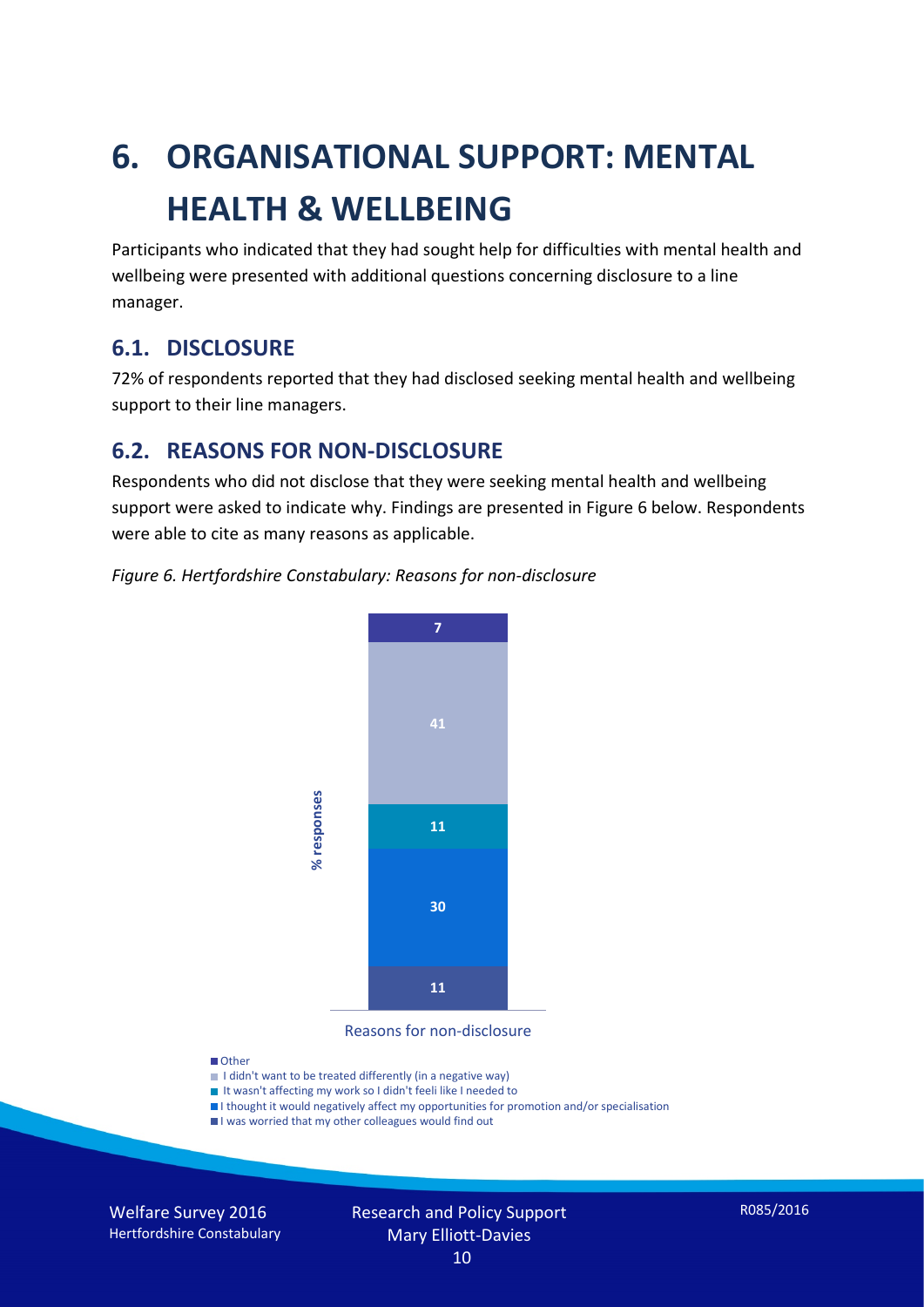# 6. ORGANISATIONAL SUPPORT: MENTAL HEALTH & WELLBEING

Participants who indicated that they had sought help for difficulties with mental health and wellbeing were presented with additional questions concerning disclosure to a line manager.

## 6.1. DISCLOSURE

72% of respondents reported that they had disclosed seeking mental health and wellbeing support to their line managers.

## 6.2. REASONS FOR NON-DISCLOSURE

Respondents who did not disclose that they were seeking mental health and wellbeing support were asked to indicate why. Findings are presented in Figure 6 below. Respondents were able to cite as many reasons as applicable.

*Figure 6. Hertfordshire Constabulary: Reasons for non-disclosure*

| Reasons for non-disclosure | % responses |
| --- | --- |
| Other | 7 |
| I didn't want to be treated differently (in a negative way) | 41 |
| It wasn't affecting my work so I didn't feeli like I needed to | 11 |
| I thought it would negatively affect my opportunities for promotion and/or specialisation | 30 |
| I was worried that my other colleagues would find out | 11 |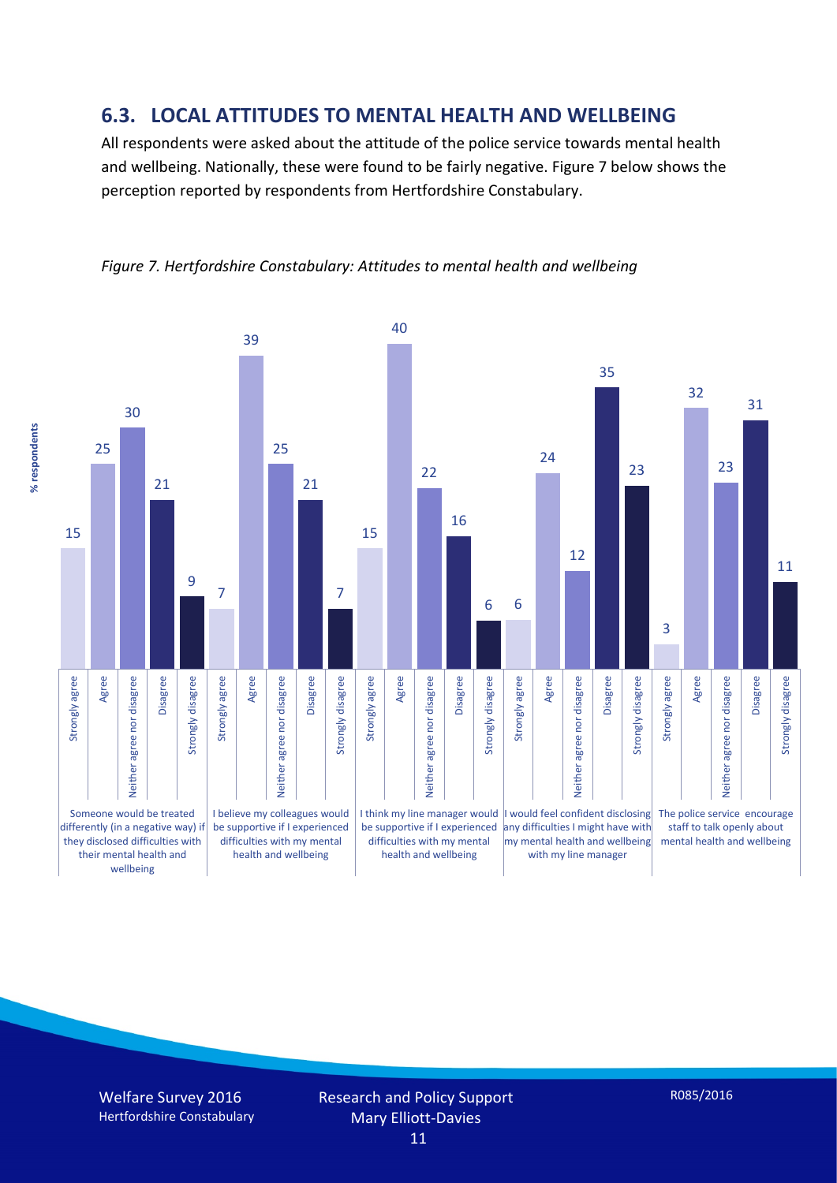## 6.3. LOCAL ATTITUDES TO MENTAL HEALTH AND WELLBEING

All respondents were asked about the attitude of the police service towards mental health and wellbeing. Nationally, these were found to be fairly negative. Figure 7 below shows the perception reported by respondents from Hertfordshire Constabulary.

*Figure 7. Hertfordshire Constabulary: Attitudes to mental health and wellbeing*

| % respondents | Strongly agree | Agree | Neither agree nor disagree | Disagree | Strongly disagree |
|---|---|---|---|---|---|
| Someone would be treated differently (in a negative way) if they disclosed difficulties with their mental health and wellbeing | 15 | 25 | 30 | 21 | 9 |
| I believe my colleagues would be supportive if I experienced difficulties with my mental health and wellbeing | 7 | 39 | 25 | 21 | 7 |
| I think my line manager would be supportive if I experienced difficulties with my mental health and wellbeing | 15 | 40 | 22 | 16 | 6 |
| I would feel confident disclosing any difficulties I might have with my mental health and wellbeing with my line manager | 6 | 24 | 12 | 35 | 23 |
| The police service encourage staff to talk openly about mental health and wellbeing | 3 | 32 | 23 | 31 | 11 |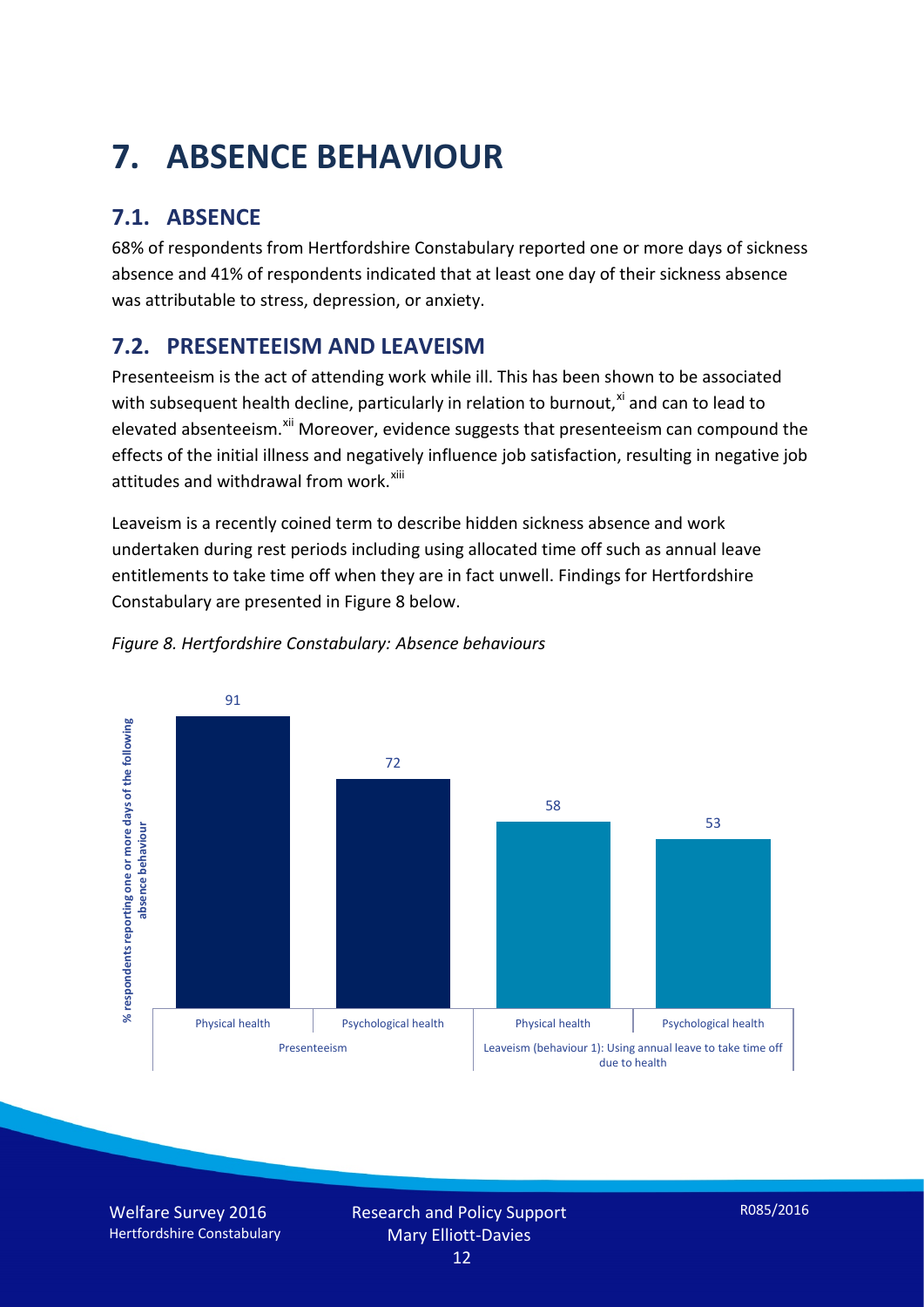# 7. ABSENCE BEHAVIOUR

## 7.1. ABSENCE

68% of respondents from Hertfordshire Constabulary reported one or more days of sickness absence and 41% of respondents indicated that at least one day of their sickness absence was attributable to stress, depression, or anxiety.

## 7.2. PRESENTEEISM AND LEAVEISM

Presenteeism is the act of attending work while ill. This has been shown to be associated with subsequent health decline, particularly in relation to burnout,[xi] and can to lead to elevated absenteeism.[xii] Moreover, evidence suggests that presenteeism can compound the effects of the initial illness and negatively influence job satisfaction, resulting in negative job attitudes and withdrawal from work.[xiii]

Leaveism is a recently coined term to describe hidden sickness absence and work undertaken during rest periods including using allocated time off such as annual leave entitlements to take time off when they are in fact unwell. Findings for Hertfordshire Constabulary are presented in Figure 8 below.

*Figure 8. Hertfordshire Constabulary: Absence behaviours*

| Behaviour | Health type | % respondents reporting one or more days of the following absence behaviour |
|---|---|---|
| Presenteeism | Physical health | 91 |
| Presenteeism | Psychological health | 72 |
| Leaveism (behaviour 1): Using annual leave to take time off due to health | Physical health | 58 |
| Leaveism (behaviour 1): Using annual leave to take time off due to health | Psychological health | 53 |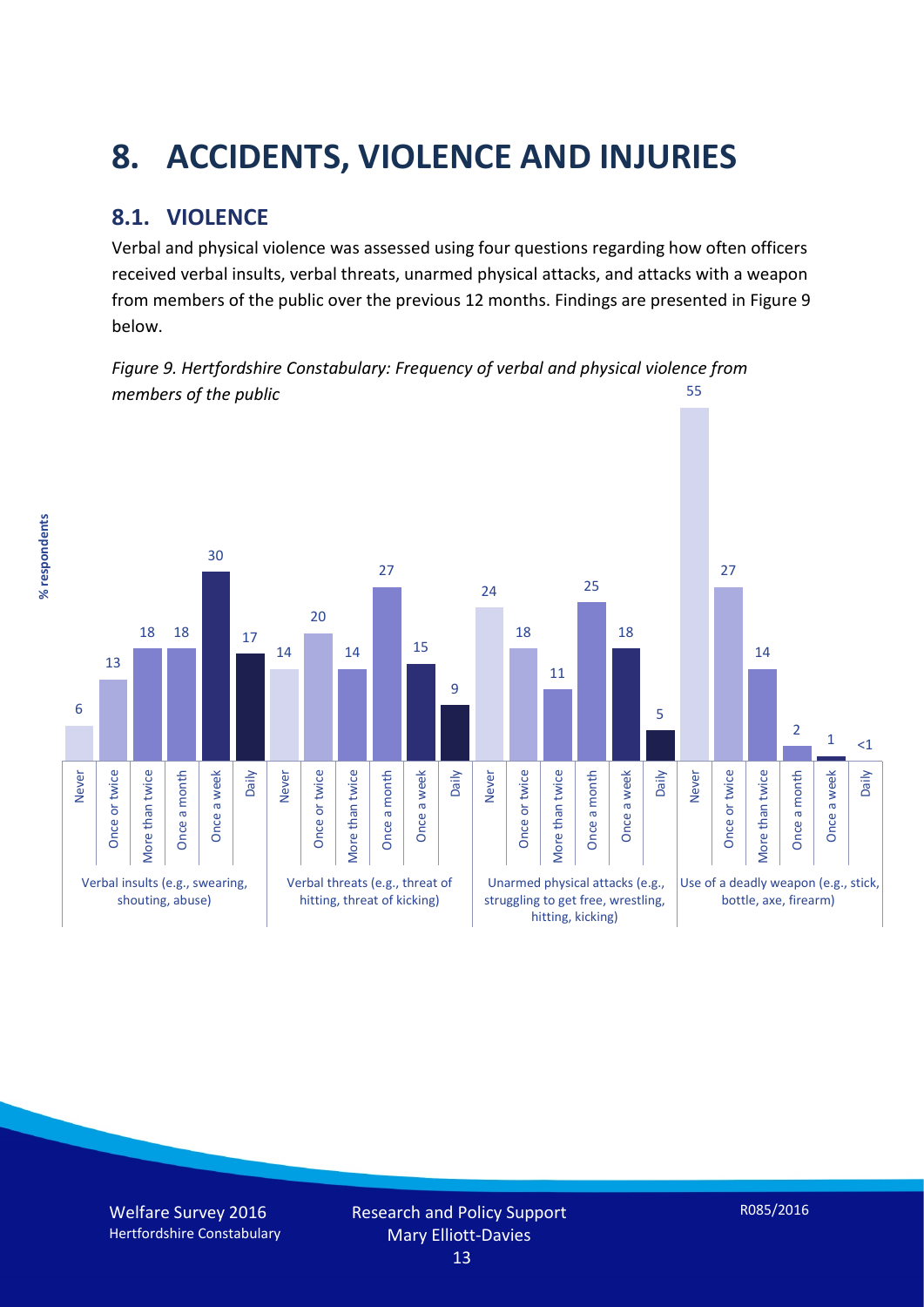# 8. ACCIDENTS, VIOLENCE AND INJURIES

## 8.1. VIOLENCE

Verbal and physical violence was assessed using four questions regarding how often officers received verbal insults, verbal threats, unarmed physical attacks, and attacks with a weapon from members of the public over the previous 12 months. Findings are presented in Figure 9 below.

*Figure 9. Hertfordshire Constabulary: Frequency of verbal and physical violence from members of the public*

| % respondents | Never | Once or twice | More than twice | Once a month | Once a week | Daily |
|---|---|---|---|---|---|---|
| Verbal insults (e.g., swearing, shouting, abuse) | 6 | 13 | 18 | 18 | 30 | 17 |
| Verbal threats (e.g., threat of hitting, threat of kicking) | 14 | 20 | 14 | 27 | 15 | 9 |
| Unarmed physical attacks (e.g., struggling to get free, wrestling, hitting, kicking) | 24 | 18 | 11 | 25 | 18 | 5 |
| Use of a deadly weapon (e.g., stick, bottle, axe, firearm) | 55 | 27 | 14 | 2 | 1 | <1 |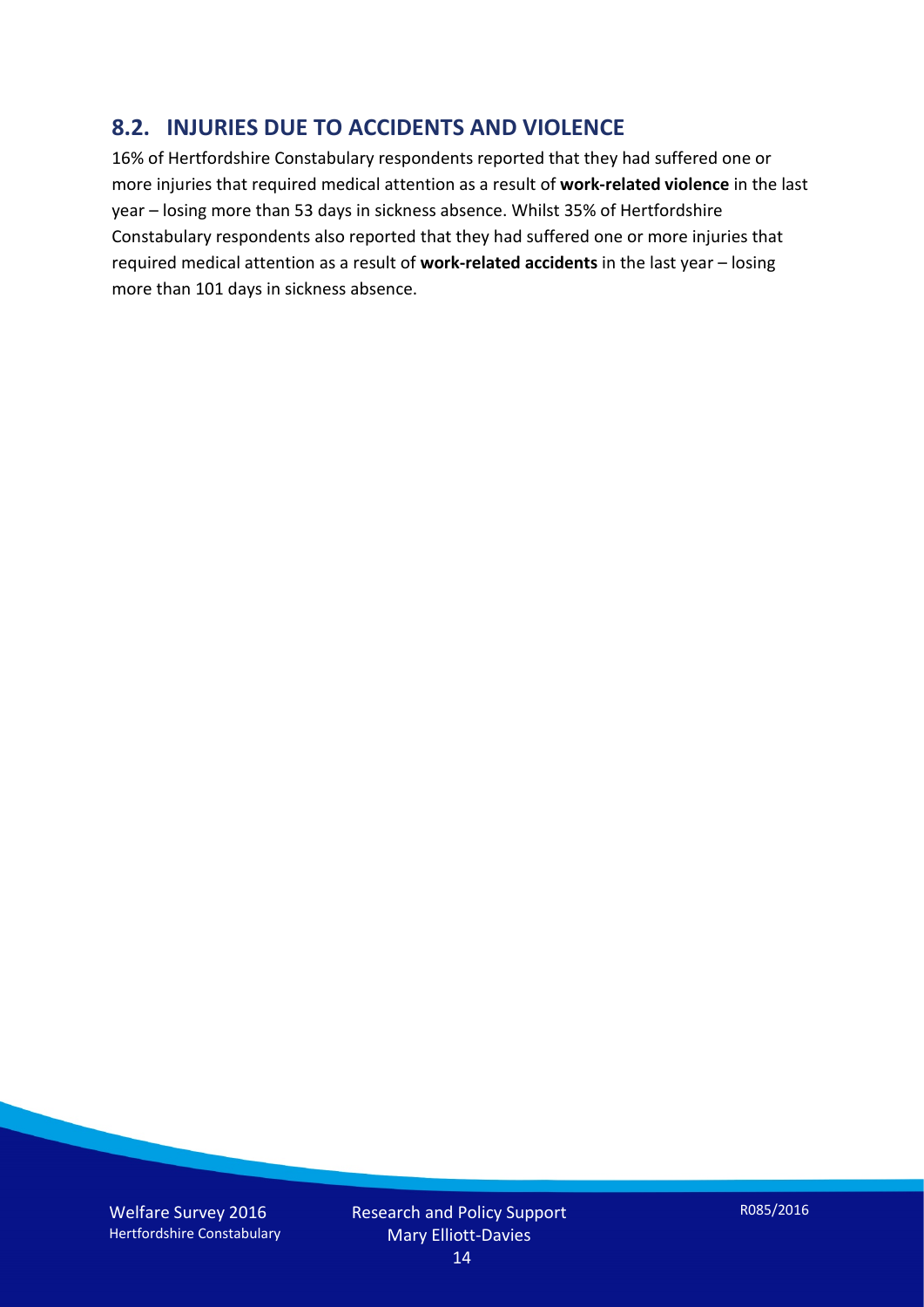## 8.2. INJURIES DUE TO ACCIDENTS AND VIOLENCE

16% of Hertfordshire Constabulary respondents reported that they had suffered one or more injuries that required medical attention as a result of **work-related violence** in the last year – losing more than 53 days in sickness absence. Whilst 35% of Hertfordshire Constabulary respondents also reported that they had suffered one or more injuries that required medical attention as a result of **work-related accidents** in the last year – losing more than 101 days in sickness absence.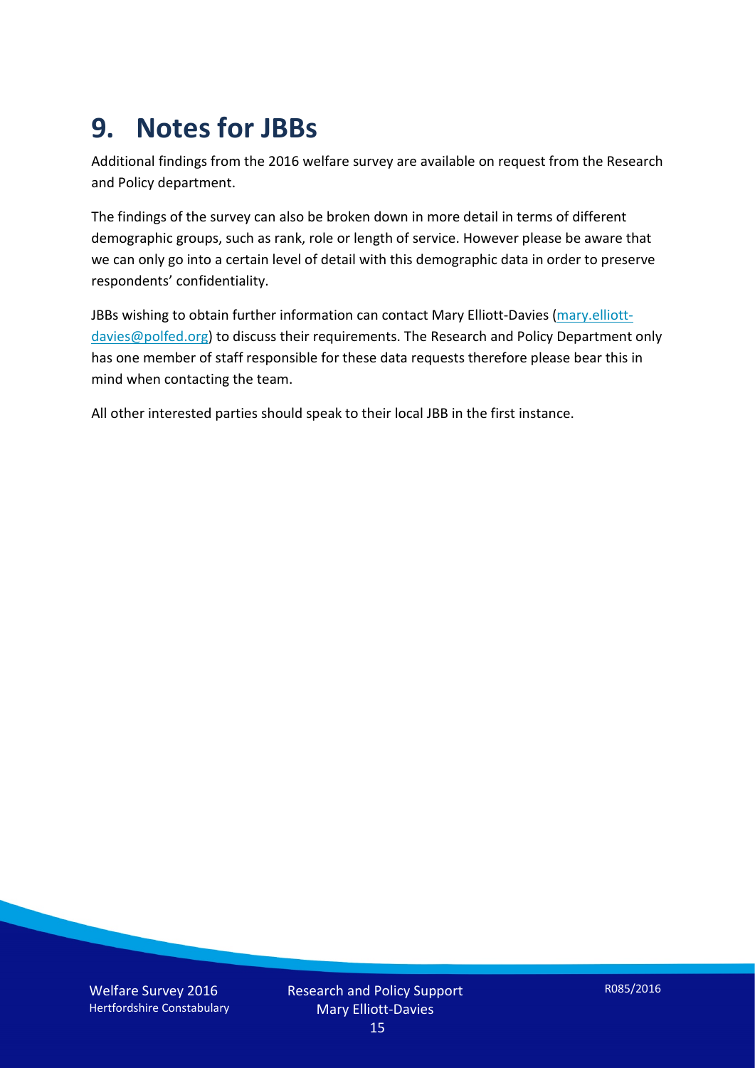# 9. Notes for JBBs

Additional findings from the 2016 welfare survey are available on request from the Research and Policy department.

The findings of the survey can also be broken down in more detail in terms of different demographic groups, such as rank, role or length of service. However please be aware that we can only go into a certain level of detail with this demographic data in order to preserve respondents' confidentiality.

JBBs wishing to obtain further information can contact Mary Elliott-Davies (mary.elliott-davies@polfed.org) to discuss their requirements. The Research and Policy Department only has one member of staff responsible for these data requests therefore please bear this in mind when contacting the team.

All other interested parties should speak to their local JBB in the first instance.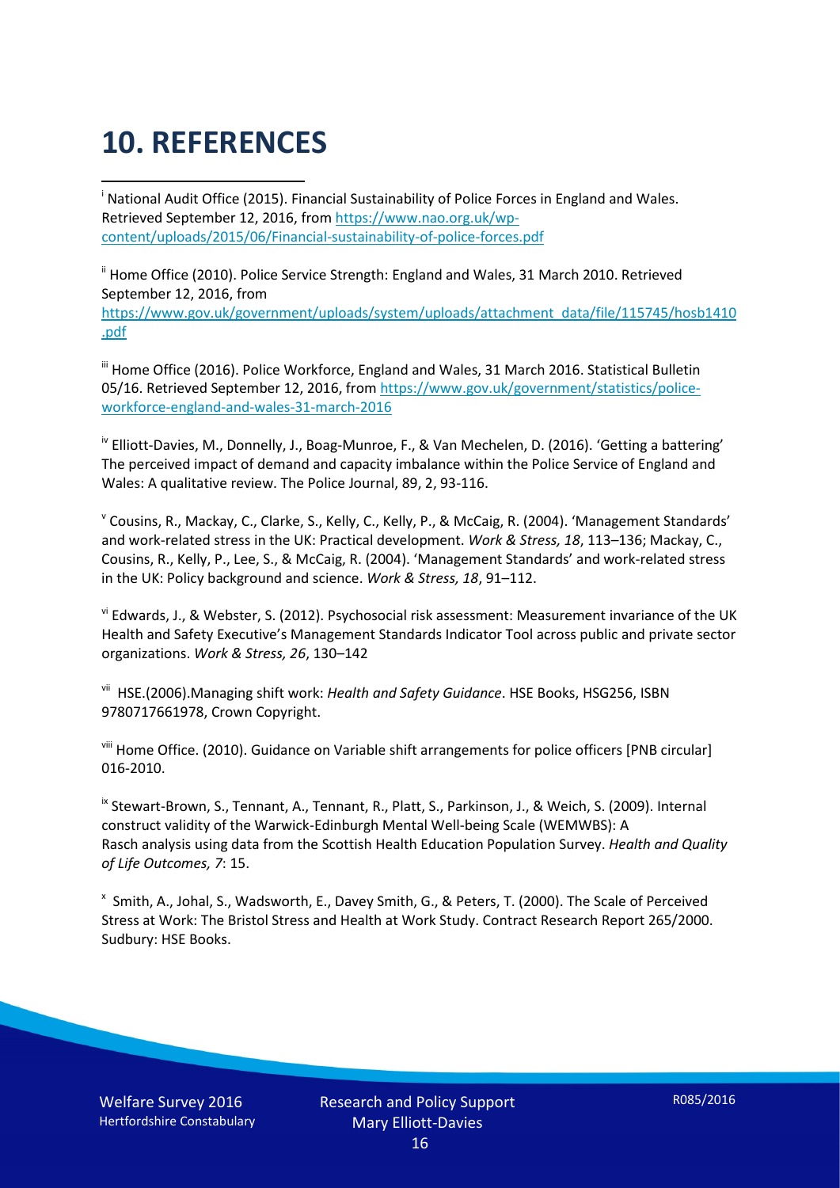# 10. REFERENCES

[i] National Audit Office (2015). Financial Sustainability of Police Forces in England and Wales. Retrieved September 12, 2016, from https://www.nao.org.uk/wp-content/uploads/2015/06/Financial-sustainability-of-police-forces.pdf

[ii] Home Office (2010). Police Service Strength: England and Wales, 31 March 2010. Retrieved September 12, 2016, from https://www.gov.uk/government/uploads/system/uploads/attachment_data/file/115745/hosb1410.pdf

[iii] Home Office (2016). Police Workforce, England and Wales, 31 March 2016. Statistical Bulletin 05/16. Retrieved September 12, 2016, from https://www.gov.uk/government/statistics/police-workforce-england-and-wales-31-march-2016

[iv] Elliott-Davies, M., Donnelly, J., Boag-Munroe, F., & Van Mechelen, D. (2016). 'Getting a battering' The perceived impact of demand and capacity imbalance within the Police Service of England and Wales: A qualitative review. The Police Journal, 89, 2, 93-116.

[v] Cousins, R., Mackay, C., Clarke, S., Kelly, C., Kelly, P., & McCaig, R. (2004). 'Management Standards' and work-related stress in the UK: Practical development. *Work & Stress, 18*, 113–136; Mackay, C., Cousins, R., Kelly, P., Lee, S., & McCaig, R. (2004). 'Management Standards' and work-related stress in the UK: Policy background and science. *Work & Stress, 18*, 91–112.

[vi] Edwards, J., & Webster, S. (2012). Psychosocial risk assessment: Measurement invariance of the UK Health and Safety Executive's Management Standards Indicator Tool across public and private sector organizations. *Work & Stress, 26*, 130–142

[vii] HSE.(2006).Managing shift work: *Health and Safety Guidance*. HSE Books, HSG256, ISBN 9780717661978, Crown Copyright.

[viii] Home Office. (2010). Guidance on Variable shift arrangements for police officers [PNB circular] 016-2010.

[ix] Stewart-Brown, S., Tennant, A., Tennant, R., Platt, S., Parkinson, J., & Weich, S. (2009). Internal construct validity of the Warwick-Edinburgh Mental Well-being Scale (WEMWBS): A Rasch analysis using data from the Scottish Health Education Population Survey. *Health and Quality of Life Outcomes, 7*: 15.

[x] Smith, A., Johal, S., Wadsworth, E., Davey Smith, G., & Peters, T. (2000). The Scale of Perceived Stress at Work: The Bristol Stress and Health at Work Study. Contract Research Report 265/2000. Sudbury: HSE Books.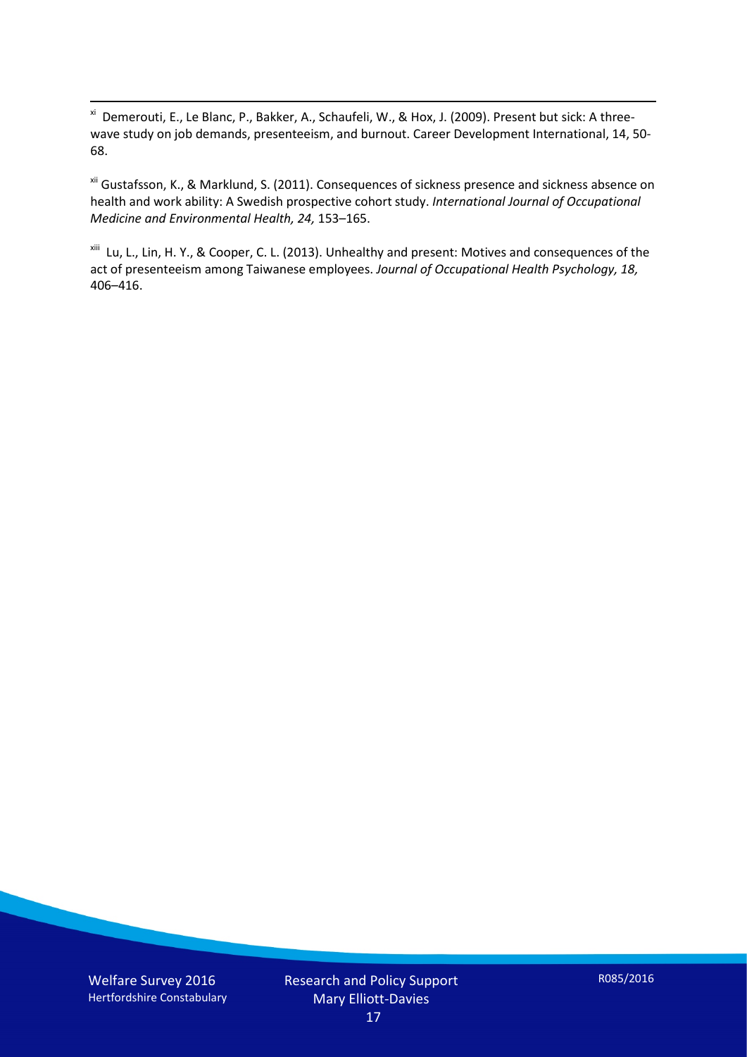[xi] Demerouti, E., Le Blanc, P., Bakker, A., Schaufeli, W., & Hox, J. (2009). Present but sick: A three-wave study on job demands, presenteeism, and burnout. Career Development International, 14, 50-68.

[xii] Gustafsson, K., & Marklund, S. (2011). Consequences of sickness presence and sickness absence on health and work ability: A Swedish prospective cohort study. *International Journal of Occupational Medicine and Environmental Health, 24,* 153–165.

[xiii] Lu, L., Lin, H. Y., & Cooper, C. L. (2013). Unhealthy and present: Motives and consequences of the act of presenteeism among Taiwanese employees. *Journal of Occupational Health Psychology, 18,* 406–416.